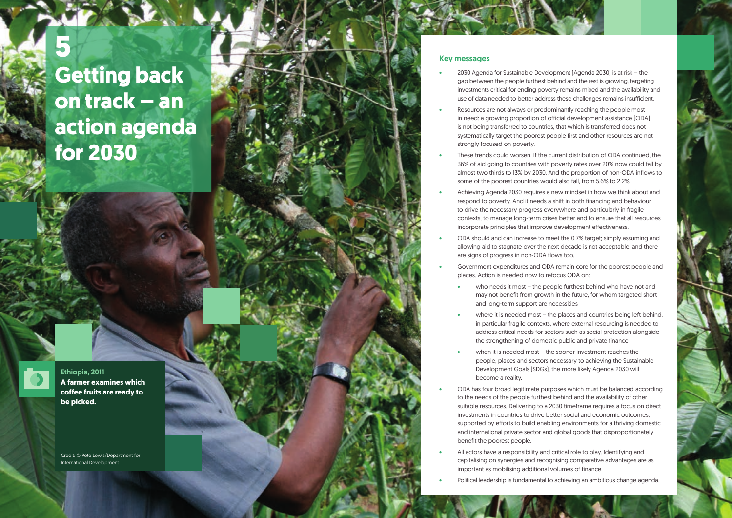# 5 Getting back on track – an action agenda for 2030

Ethiopia, 2011

**A farmer examines which coffee fruits are ready to be picked.**

Credit: © Pete Lewis/Department for International Development

## Key messages

- 2030 Agenda for Sustainable Development (Agenda 2030) is at risk – the gap between the people furthest behind and the rest is growing, targeting investments critical for ending poverty remains mixed and the availability and use of data needed to better address these challenges remains insufficient.
- Resources are not always or predominantly reaching the people most in need: a growing proportion of official development assistance (ODA) is not being transferred to countries, that which is transferred does not systematically target the poorest people first and other resources are not strongly focused on poverty.
- These trends could worsen. If the current distribution of ODA continued, the 36% of aid going to countries with poverty rates over 20% now could fall by almost two thirds to 13% by 2030. And the proportion of non-ODA inflows to some of the poorest countries would also fall, from 5.6% to 2.2%.
- Achieving Agenda 2030 requires a new mindset in how we think about and respond to poverty. And it needs a shift in both financing and behaviour to drive the necessary progress everywhere and particularly in fragile contexts, to manage long-term crises better and to ensure that all resources incorporate principles that improve development effectiveness.
- ODA should and can increase to meet the 0.7% target; simply assuming and allowing aid to stagnate over the next decade is not acceptable, and there are signs of progress in non-ODA flows too.
- Government expenditures and ODA remain core for the poorest people and places. Action is needed now to refocus ODA on:
  - who needs it most – the people furthest behind who have not and may not benefit from growth in the future, for whom targeted short and long-term support are necessities
  - where it is needed most – the places and countries being left behind, in particular fragile contexts, where external resourcing is needed to address critical needs for sectors such as social protection alongside the strengthening of domestic public and private finance
  - when it is needed most – the sooner investment reaches the people, places and sectors necessary to achieving the Sustainable Development Goals (SDGs), the more likely Agenda 2030 will become a reality.
- ODA has four broad legitimate purposes which must be balanced according to the needs of the people furthest behind and the availability of other suitable resources. Delivering to a 2030 timeframe requires a focus on direct investments in countries to drive better social and economic outcomes, supported by efforts to build enabling environments for a thriving domestic and international private sector and global goods that disproportionately benefit the poorest people.
- All actors have a responsibility and critical role to play. Identifying and capitalising on synergies and recognising comparative advantages are as important as mobilising additional volumes of finance.
- Political leadership is fundamental to achieving an ambitious change agenda.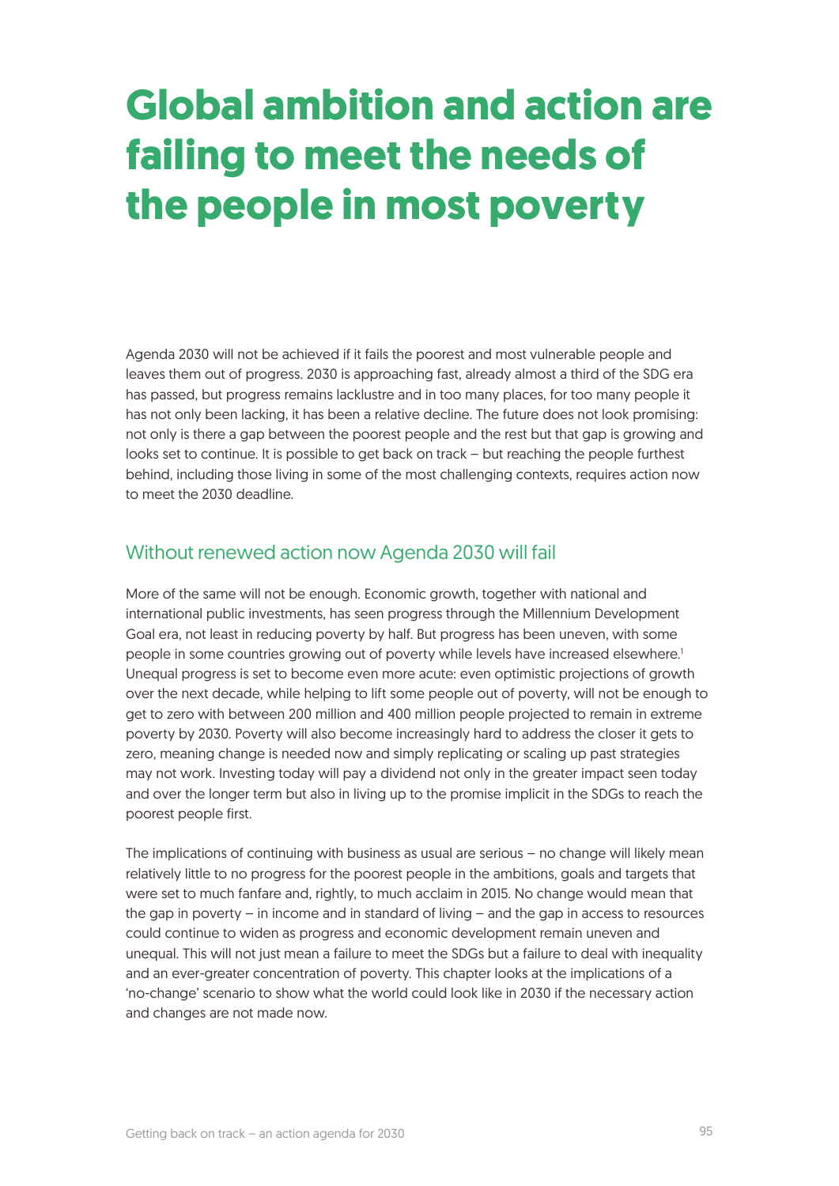# Global ambition and action are failing to meet the needs of the people in most poverty

Agenda 2030 will not be achieved if it fails the poorest and most vulnerable people and leaves them out of progress. 2030 is approaching fast, already almost a third of the SDG era has passed, but progress remains lacklustre and in too many places, for too many people it has not only been lacking, it has been a relative decline. The future does not look promising: not only is there a gap between the poorest people and the rest but that gap is growing and looks set to continue. It is possible to get back on track – but reaching the people furthest behind, including those living in some of the most challenging contexts, requires action now to meet the 2030 deadline.

## Without renewed action now Agenda 2030 will fail

More of the same will not be enough. Economic growth, together with national and international public investments, has seen progress through the Millennium Development Goal era, not least in reducing poverty by half. But progress has been uneven, with some people in some countries growing out of poverty while levels have increased elsewhere.[1] Unequal progress is set to become even more acute: even optimistic projections of growth over the next decade, while helping to lift some people out of poverty, will not be enough to get to zero with between 200 million and 400 million people projected to remain in extreme poverty by 2030. Poverty will also become increasingly hard to address the closer it gets to zero, meaning change is needed now and simply replicating or scaling up past strategies may not work. Investing today will pay a dividend not only in the greater impact seen today and over the longer term but also in living up to the promise implicit in the SDGs to reach the poorest people first.

The implications of continuing with business as usual are serious – no change will likely mean relatively little to no progress for the poorest people in the ambitions, goals and targets that were set to much fanfare and, rightly, to much acclaim in 2015. No change would mean that the gap in poverty – in income and in standard of living – and the gap in access to resources could continue to widen as progress and economic development remain uneven and unequal. This will not just mean a failure to meet the SDGs but a failure to deal with inequality and an ever-greater concentration of poverty. This chapter looks at the implications of a 'no-change' scenario to show what the world could look like in 2030 if the necessary action and changes are not made now.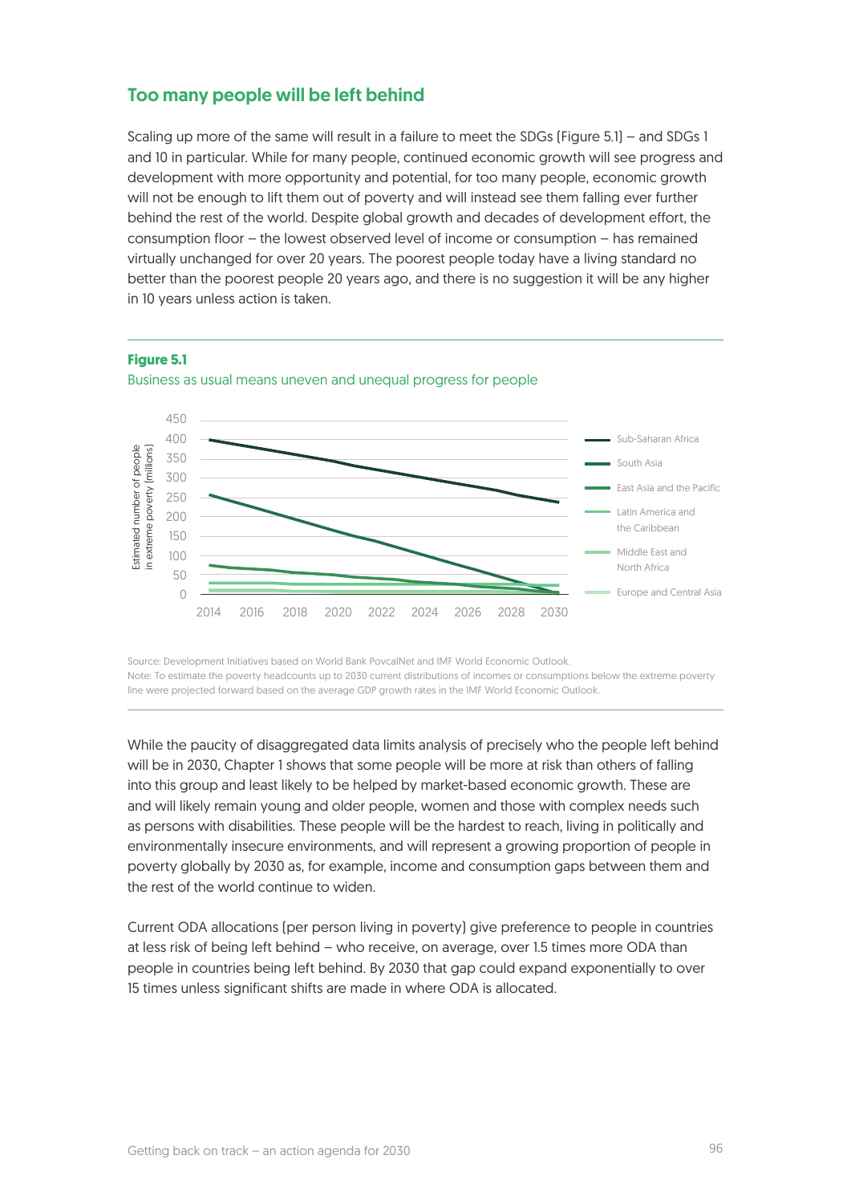## Too many people will be left behind

Scaling up more of the same will result in a failure to meet the SDGs [Figure 5.1] – and SDGs 1 and 10 in particular. While for many people, continued economic growth will see progress and development with more opportunity and potential, for too many people, economic growth will not be enough to lift them out of poverty and will instead see them falling ever further behind the rest of the world. Despite global growth and decades of development effort, the consumption floor – the lowest observed level of income or consumption – has remained virtually unchanged for over 20 years. The poorest people today have a living standard no better than the poorest people 20 years ago, and there is no suggestion it will be any higher in 10 years unless action is taken.

**Figure 5.1**

Business as usual means uneven and unequal progress for people

Source: Development Initiatives based on World Bank PovcalNet and IMF World Economic Outlook.
Note: To estimate the poverty headcounts up to 2030 current distributions of incomes or consumptions below the extreme poverty line were projected forward based on the average GDP growth rates in the IMF World Economic Outlook.

While the paucity of disaggregated data limits analysis of precisely who the people left behind will be in 2030, Chapter 1 shows that some people will be more at risk than others of falling into this group and least likely to be helped by market-based economic growth. These are and will likely remain young and older people, women and those with complex needs such as persons with disabilities. These people will be the hardest to reach, living in politically and environmentally insecure environments, and will represent a growing proportion of people in poverty globally by 2030 as, for example, income and consumption gaps between them and the rest of the world continue to widen.

Current ODA allocations [per person living in poverty] give preference to people in countries at less risk of being left behind – who receive, on average, over 1.5 times more ODA than people in countries being left behind. By 2030 that gap could expand exponentially to over 15 times unless significant shifts are made in where ODA is allocated.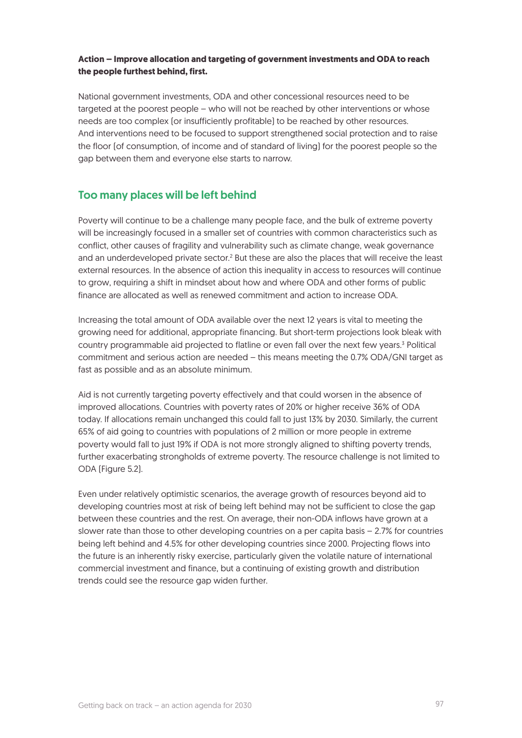**Action – Improve allocation and targeting of government investments and ODA to reach the people furthest behind, first.**

National government investments, ODA and other concessional resources need to be targeted at the poorest people – who will not be reached by other interventions or whose needs are too complex (or insufficiently profitable) to be reached by other resources. And interventions need to be focused to support strengthened social protection and to raise the floor (of consumption, of income and of standard of living) for the poorest people so the gap between them and everyone else starts to narrow.

## Too many places will be left behind

Poverty will continue to be a challenge many people face, and the bulk of extreme poverty will be increasingly focused in a smaller set of countries with common characteristics such as conflict, other causes of fragility and vulnerability such as climate change, weak governance and an underdeveloped private sector.[2] But these are also the places that will receive the least external resources. In the absence of action this inequality in access to resources will continue to grow, requiring a shift in mindset about how and where ODA and other forms of public finance are allocated as well as renewed commitment and action to increase ODA.

Increasing the total amount of ODA available over the next 12 years is vital to meeting the growing need for additional, appropriate financing. But short-term projections look bleak with country programmable aid projected to flatline or even fall over the next few years.[3] Political commitment and serious action are needed – this means meeting the 0.7% ODA/GNI target as fast as possible and as an absolute minimum.

Aid is not currently targeting poverty effectively and that could worsen in the absence of improved allocations. Countries with poverty rates of 20% or higher receive 36% of ODA today. If allocations remain unchanged this could fall to just 13% by 2030. Similarly, the current 65% of aid going to countries with populations of 2 million or more people in extreme poverty would fall to just 19% if ODA is not more strongly aligned to shifting poverty trends, further exacerbating strongholds of extreme poverty. The resource challenge is not limited to ODA (Figure 5.2).

Even under relatively optimistic scenarios, the average growth of resources beyond aid to developing countries most at risk of being left behind may not be sufficient to close the gap between these countries and the rest. On average, their non-ODA inflows have grown at a slower rate than those to other developing countries on a per capita basis – 2.7% for countries being left behind and 4.5% for other developing countries since 2000. Projecting flows into the future is an inherently risky exercise, particularly given the volatile nature of international commercial investment and finance, but a continuing of existing growth and distribution trends could see the resource gap widen further.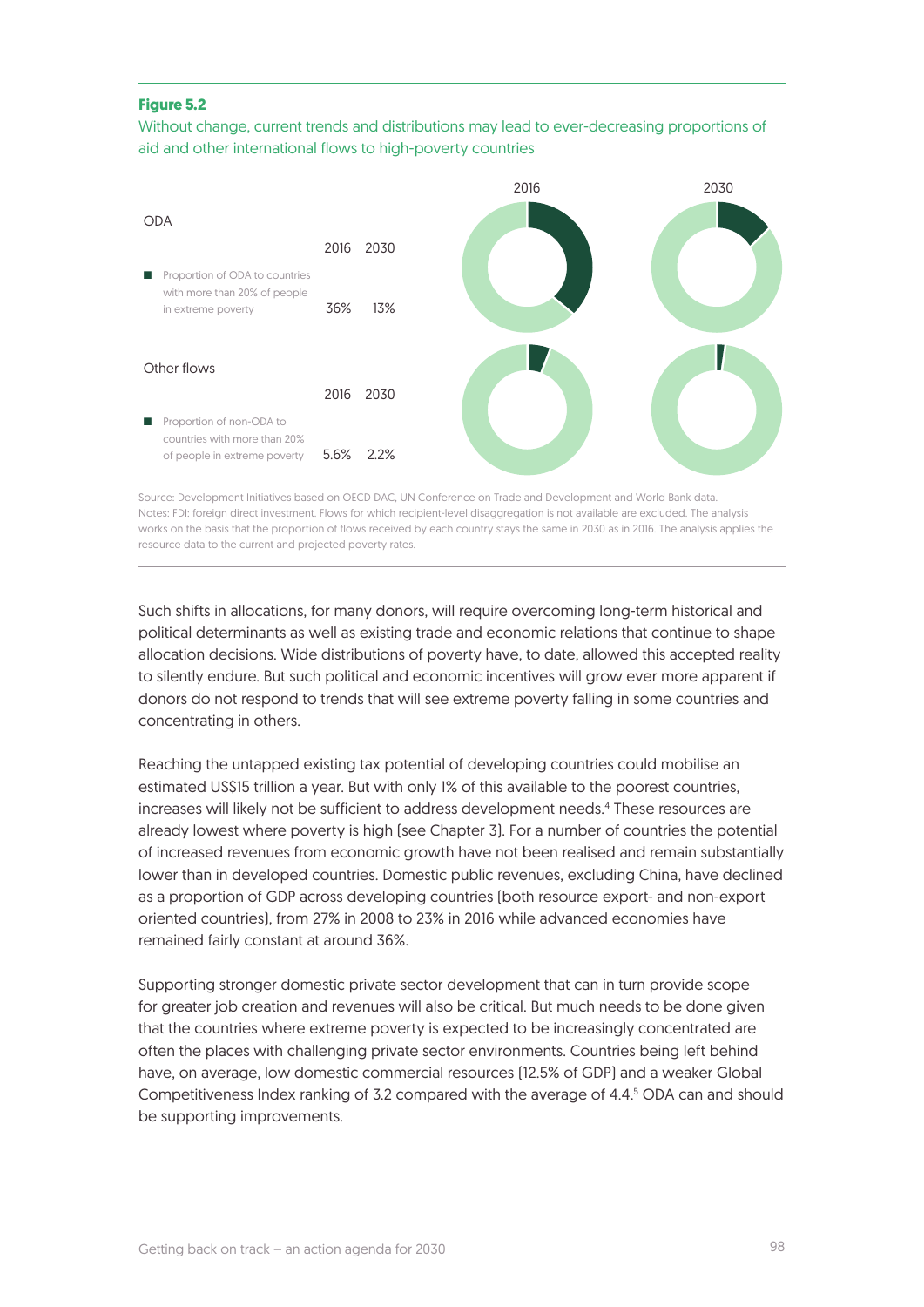**Figure 5.2**

Without change, current trends and distributions may lead to ever-decreasing proportions of aid and other international flows to high-poverty countries

**ODA**

| | 2016 | 2030 |
|---|---|---|
| Proportion of ODA to countries with more than 20% of people in extreme poverty | 36% | 13% |

**Other flows**

| | 2016 | 2030 |
|---|---|---|
| Proportion of non-ODA to countries with more than 20% of people in extreme poverty | 5.6% | 2.2% |

Source: Development Initiatives based on OECD DAC, UN Conference on Trade and Development and World Bank data.
Notes: FDI: foreign direct investment. Flows for which recipient-level disaggregation is not available are excluded. The analysis works on the basis that the proportion of flows received by each country stays the same in 2030 as in 2016. The analysis applies the resource data to the current and projected poverty rates.

Such shifts in allocations, for many donors, will require overcoming long-term historical and political determinants as well as existing trade and economic relations that continue to shape allocation decisions. Wide distributions of poverty have, to date, allowed this accepted reality to silently endure. But such political and economic incentives will grow ever more apparent if donors do not respond to trends that will see extreme poverty falling in some countries and concentrating in others.

Reaching the untapped existing tax potential of developing countries could mobilise an estimated US$15 trillion a year. But with only 1% of this available to the poorest countries, increases will likely not be sufficient to address development needs.[4] These resources are already lowest where poverty is high (see Chapter 3). For a number of countries the potential of increased revenues from economic growth have not been realised and remain substantially lower than in developed countries. Domestic public revenues, excluding China, have declined as a proportion of GDP across developing countries (both resource export- and non-export oriented countries), from 27% in 2008 to 23% in 2016 while advanced economies have remained fairly constant at around 36%.

Supporting stronger domestic private sector development that can in turn provide scope for greater job creation and revenues will also be critical. But much needs to be done given that the countries where extreme poverty is expected to be increasingly concentrated are often the places with challenging private sector environments. Countries being left behind have, on average, low domestic commercial resources (12.5% of GDP) and a weaker Global Competitiveness Index ranking of 3.2 compared with the average of 4.4.[5] ODA can and should be supporting improvements.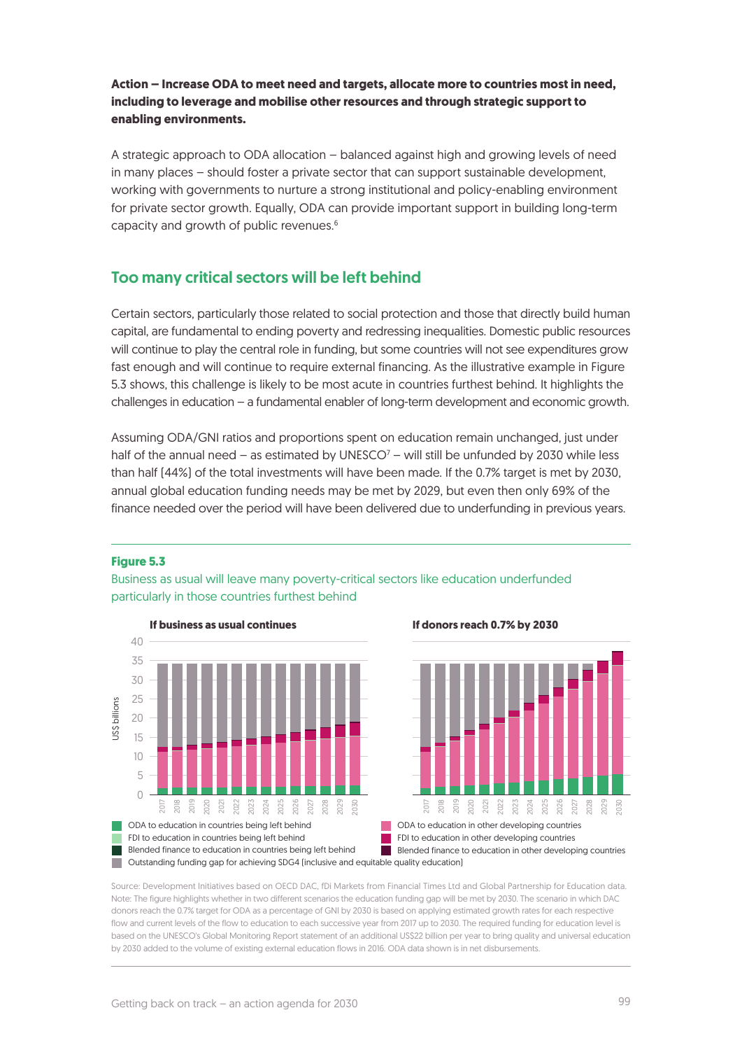**Action – Increase ODA to meet need and targets, allocate more to countries most in need, including to leverage and mobilise other resources and through strategic support to enabling environments.**

A strategic approach to ODA allocation – balanced against high and growing levels of need in many places – should foster a private sector that can support sustainable development, working with governments to nurture a strong institutional and policy-enabling environment for private sector growth. Equally, ODA can provide important support in building long-term capacity and growth of public revenues.[6]

## Too many critical sectors will be left behind

Certain sectors, particularly those related to social protection and those that directly build human capital, are fundamental to ending poverty and redressing inequalities. Domestic public resources will continue to play the central role in funding, but some countries will not see expenditures grow fast enough and will continue to require external financing. As the illustrative example in Figure 5.3 shows, this challenge is likely to be most acute in countries furthest behind. It highlights the challenges in education – a fundamental enabler of long-term development and economic growth.

Assuming ODA/GNI ratios and proportions spent on education remain unchanged, just under half of the annual need – as estimated by UNESCO[7] – will still be unfunded by 2030 while less than half (44%) of the total investments will have been made. If the 0.7% target is met by 2030, annual global education funding needs may be met by 2029, but even then only 69% of the finance needed over the period will have been delivered due to underfunding in previous years.

**Figure 5.3**

Business as usual will leave many poverty-critical sectors like education underfunded particularly in those countries furthest behind

Source: Development Initiatives based on OECD DAC, fDi Markets from Financial Times Ltd and Global Partnership for Education data.
Note: The figure highlights whether in two different scenarios the education funding gap will be met by 2030. The scenario in which DAC donors reach the 0.7% target for ODA as a percentage of GNI by 2030 is based on applying estimated growth rates for each respective flow and current levels of the flow to education to each successive year from 2017 up to 2030. The required funding for education level is based on the UNESCO's Global Monitoring Report statement of an additional US$22 billion per year to bring quality and universal education by 2030 added to the volume of existing external education flows in 2016. ODA data shown is in net disbursements.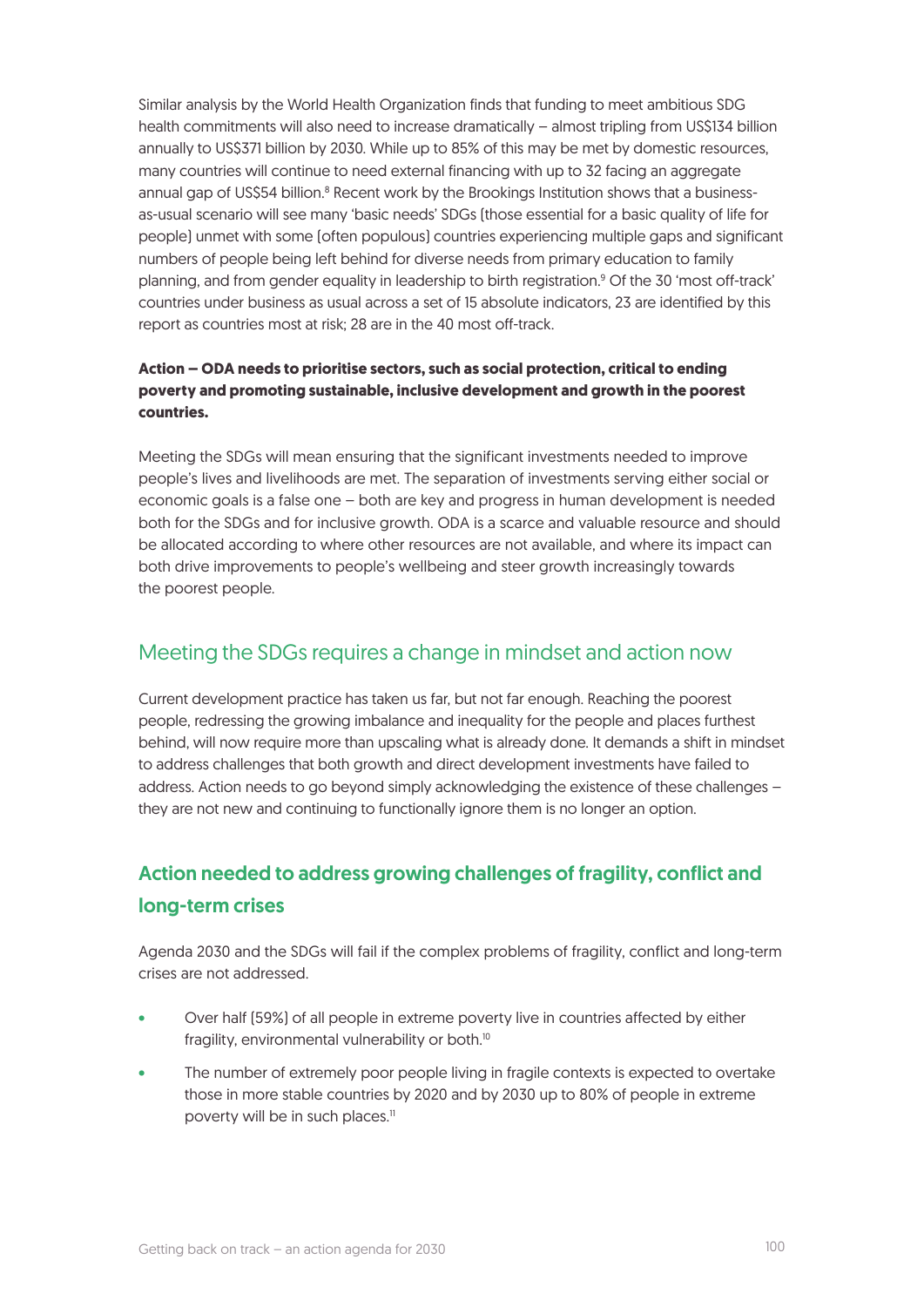Similar analysis by the World Health Organization finds that funding to meet ambitious SDG health commitments will also need to increase dramatically – almost tripling from US$134 billion annually to US$371 billion by 2030. While up to 85% of this may be met by domestic resources, many countries will continue to need external financing with up to 32 facing an aggregate annual gap of US$54 billion.[8] Recent work by the Brookings Institution shows that a business-as-usual scenario will see many 'basic needs' SDGs (those essential for a basic quality of life for people) unmet with some (often populous) countries experiencing multiple gaps and significant numbers of people being left behind for diverse needs from primary education to family planning, and from gender equality in leadership to birth registration.[9] Of the 30 'most off-track' countries under business as usual across a set of 15 absolute indicators, 23 are identified by this report as countries most at risk; 28 are in the 40 most off-track.

**Action – ODA needs to prioritise sectors, such as social protection, critical to ending poverty and promoting sustainable, inclusive development and growth in the poorest countries.**

Meeting the SDGs will mean ensuring that the significant investments needed to improve people's lives and livelihoods are met. The separation of investments serving either social or economic goals is a false one – both are key and progress in human development is needed both for the SDGs and for inclusive growth. ODA is a scarce and valuable resource and should be allocated according to where other resources are not available, and where its impact can both drive improvements to people's wellbeing and steer growth increasingly towards the poorest people.

## Meeting the SDGs requires a change in mindset and action now

Current development practice has taken us far, but not far enough. Reaching the poorest people, redressing the growing imbalance and inequality for the people and places furthest behind, will now require more than upscaling what is already done. It demands a shift in mindset to address challenges that both growth and direct development investments have failed to address. Action needs to go beyond simply acknowledging the existence of these challenges – they are not new and continuing to functionally ignore them is no longer an option.

### Action needed to address growing challenges of fragility, conflict and long-term crises

Agenda 2030 and the SDGs will fail if the complex problems of fragility, conflict and long-term crises are not addressed.

- Over half (59%) of all people in extreme poverty live in countries affected by either fragility, environmental vulnerability or both.[10]
- The number of extremely poor people living in fragile contexts is expected to overtake those in more stable countries by 2020 and by 2030 up to 80% of people in extreme poverty will be in such places.[11]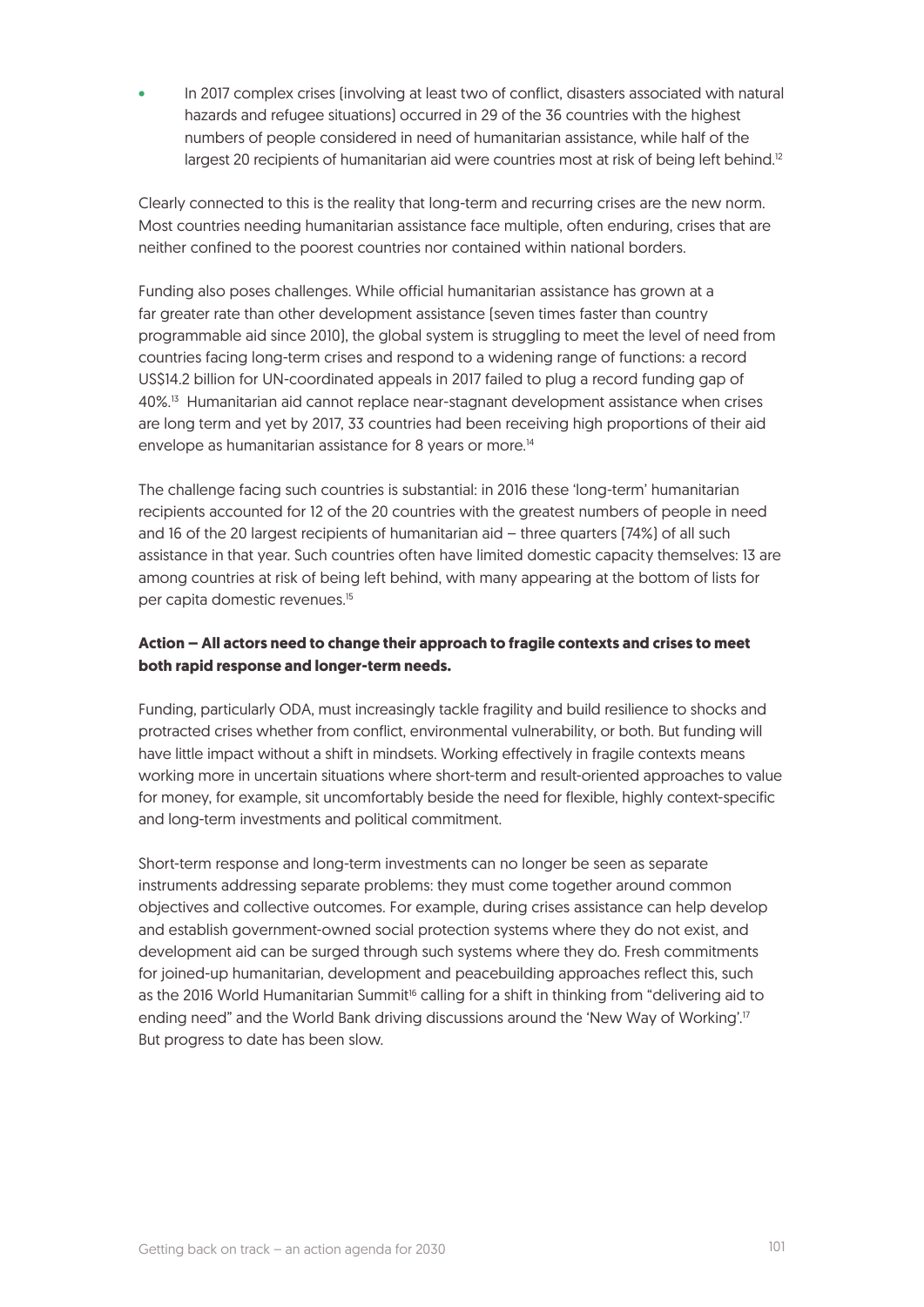- In 2017 complex crises (involving at least two of conflict, disasters associated with natural hazards and refugee situations) occurred in 29 of the 36 countries with the highest numbers of people considered in need of humanitarian assistance, while half of the largest 20 recipients of humanitarian aid were countries most at risk of being left behind.[12]

Clearly connected to this is the reality that long-term and recurring crises are the new norm. Most countries needing humanitarian assistance face multiple, often enduring, crises that are neither confined to the poorest countries nor contained within national borders.

Funding also poses challenges. While official humanitarian assistance has grown at a far greater rate than other development assistance (seven times faster than country programmable aid since 2010), the global system is struggling to meet the level of need from countries facing long-term crises and respond to a widening range of functions: a record US$14.2 billion for UN-coordinated appeals in 2017 failed to plug a record funding gap of 40%.[13] Humanitarian aid cannot replace near-stagnant development assistance when crises are long term and yet by 2017, 33 countries had been receiving high proportions of their aid envelope as humanitarian assistance for 8 years or more.[14]

The challenge facing such countries is substantial: in 2016 these 'long-term' humanitarian recipients accounted for 12 of the 20 countries with the greatest numbers of people in need and 16 of the 20 largest recipients of humanitarian aid – three quarters (74%) of all such assistance in that year. Such countries often have limited domestic capacity themselves: 13 are among countries at risk of being left behind, with many appearing at the bottom of lists for per capita domestic revenues.[15]

**Action – All actors need to change their approach to fragile contexts and crises to meet both rapid response and longer-term needs.**

Funding, particularly ODA, must increasingly tackle fragility and build resilience to shocks and protracted crises whether from conflict, environmental vulnerability, or both. But funding will have little impact without a shift in mindsets. Working effectively in fragile contexts means working more in uncertain situations where short-term and result-oriented approaches to value for money, for example, sit uncomfortably beside the need for flexible, highly context-specific and long-term investments and political commitment.

Short-term response and long-term investments can no longer be seen as separate instruments addressing separate problems: they must come together around common objectives and collective outcomes. For example, during crises assistance can help develop and establish government-owned social protection systems where they do not exist, and development aid can be surged through such systems where they do. Fresh commitments for joined-up humanitarian, development and peacebuilding approaches reflect this, such as the 2016 World Humanitarian Summit[16] calling for a shift in thinking from "delivering aid to ending need" and the World Bank driving discussions around the 'New Way of Working'.[17] But progress to date has been slow.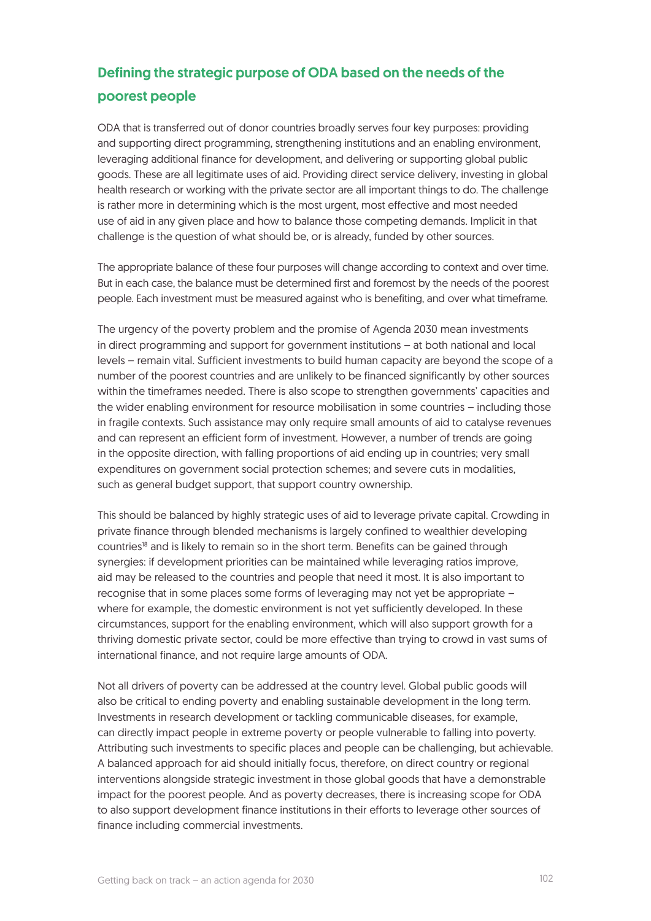## Defining the strategic purpose of ODA based on the needs of the poorest people

ODA that is transferred out of donor countries broadly serves four key purposes: providing and supporting direct programming, strengthening institutions and an enabling environment, leveraging additional finance for development, and delivering or supporting global public goods. These are all legitimate uses of aid. Providing direct service delivery, investing in global health research or working with the private sector are all important things to do. The challenge is rather more in determining which is the most urgent, most effective and most needed use of aid in any given place and how to balance those competing demands. Implicit in that challenge is the question of what should be, or is already, funded by other sources.

The appropriate balance of these four purposes will change according to context and over time. But in each case, the balance must be determined first and foremost by the needs of the poorest people. Each investment must be measured against who is benefiting, and over what timeframe.

The urgency of the poverty problem and the promise of Agenda 2030 mean investments in direct programming and support for government institutions – at both national and local levels – remain vital. Sufficient investments to build human capacity are beyond the scope of a number of the poorest countries and are unlikely to be financed significantly by other sources within the timeframes needed. There is also scope to strengthen governments' capacities and the wider enabling environment for resource mobilisation in some countries – including those in fragile contexts. Such assistance may only require small amounts of aid to catalyse revenues and can represent an efficient form of investment. However, a number of trends are going in the opposite direction, with falling proportions of aid ending up in countries; very small expenditures on government social protection schemes; and severe cuts in modalities, such as general budget support, that support country ownership.

This should be balanced by highly strategic uses of aid to leverage private capital. Crowding in private finance through blended mechanisms is largely confined to wealthier developing countries[18] and is likely to remain so in the short term. Benefits can be gained through synergies: if development priorities can be maintained while leveraging ratios improve, aid may be released to the countries and people that need it most. It is also important to recognise that in some places some forms of leveraging may not yet be appropriate – where for example, the domestic environment is not yet sufficiently developed. In these circumstances, support for the enabling environment, which will also support growth for a thriving domestic private sector, could be more effective than trying to crowd in vast sums of international finance, and not require large amounts of ODA.

Not all drivers of poverty can be addressed at the country level. Global public goods will also be critical to ending poverty and enabling sustainable development in the long term. Investments in research development or tackling communicable diseases, for example, can directly impact people in extreme poverty or people vulnerable to falling into poverty. Attributing such investments to specific places and people can be challenging, but achievable. A balanced approach for aid should initially focus, therefore, on direct country or regional interventions alongside strategic investment in those global goods that have a demonstrable impact for the poorest people. And as poverty decreases, there is increasing scope for ODA to also support development finance institutions in their efforts to leverage other sources of finance including commercial investments.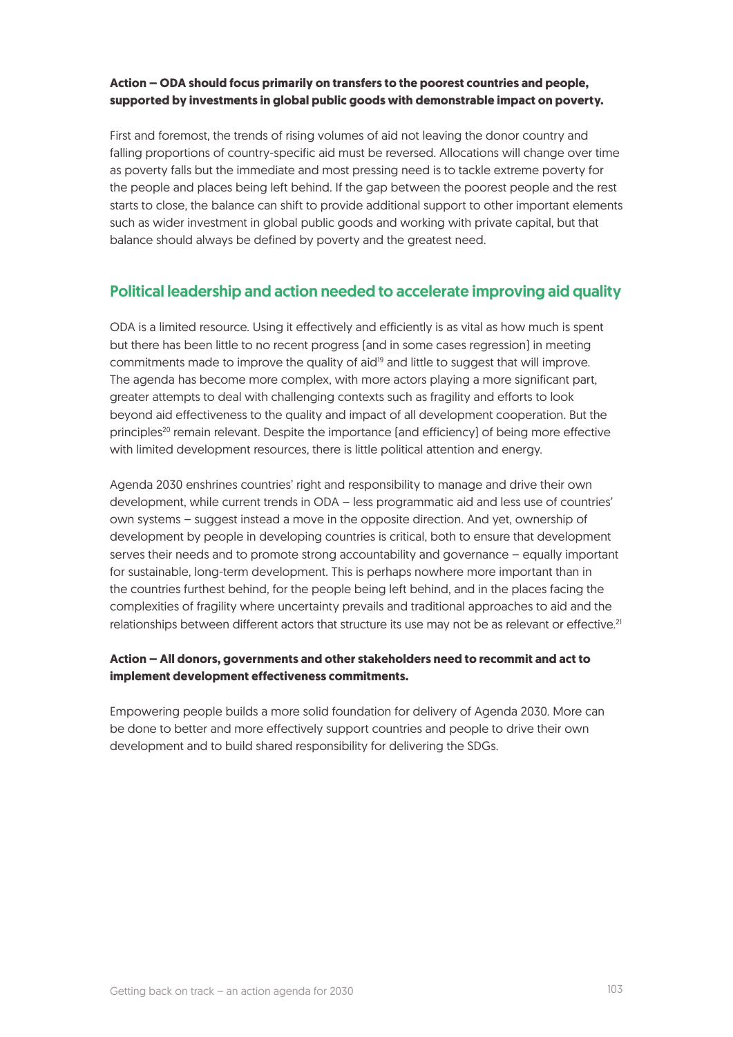**Action – ODA should focus primarily on transfers to the poorest countries and people, supported by investments in global public goods with demonstrable impact on poverty.**

First and foremost, the trends of rising volumes of aid not leaving the donor country and falling proportions of country-specific aid must be reversed. Allocations will change over time as poverty falls but the immediate and most pressing need is to tackle extreme poverty for the people and places being left behind. If the gap between the poorest people and the rest starts to close, the balance can shift to provide additional support to other important elements such as wider investment in global public goods and working with private capital, but that balance should always be defined by poverty and the greatest need.

## Political leadership and action needed to accelerate improving aid quality

ODA is a limited resource. Using it effectively and efficiently is as vital as how much is spent but there has been little to no recent progress (and in some cases regression) in meeting commitments made to improve the quality of aid[19] and little to suggest that will improve. The agenda has become more complex, with more actors playing a more significant part, greater attempts to deal with challenging contexts such as fragility and efforts to look beyond aid effectiveness to the quality and impact of all development cooperation. But the principles[20] remain relevant. Despite the importance (and efficiency) of being more effective with limited development resources, there is little political attention and energy.

Agenda 2030 enshrines countries' right and responsibility to manage and drive their own development, while current trends in ODA – less programmatic aid and less use of countries' own systems – suggest instead a move in the opposite direction. And yet, ownership of development by people in developing countries is critical, both to ensure that development serves their needs and to promote strong accountability and governance – equally important for sustainable, long-term development. This is perhaps nowhere more important than in the countries furthest behind, for the people being left behind, and in the places facing the complexities of fragility where uncertainty prevails and traditional approaches to aid and the relationships between different actors that structure its use may not be as relevant or effective.[21]

**Action – All donors, governments and other stakeholders need to recommit and act to implement development effectiveness commitments.**

Empowering people builds a more solid foundation for delivery of Agenda 2030. More can be done to better and more effectively support countries and people to drive their own development and to build shared responsibility for delivering the SDGs.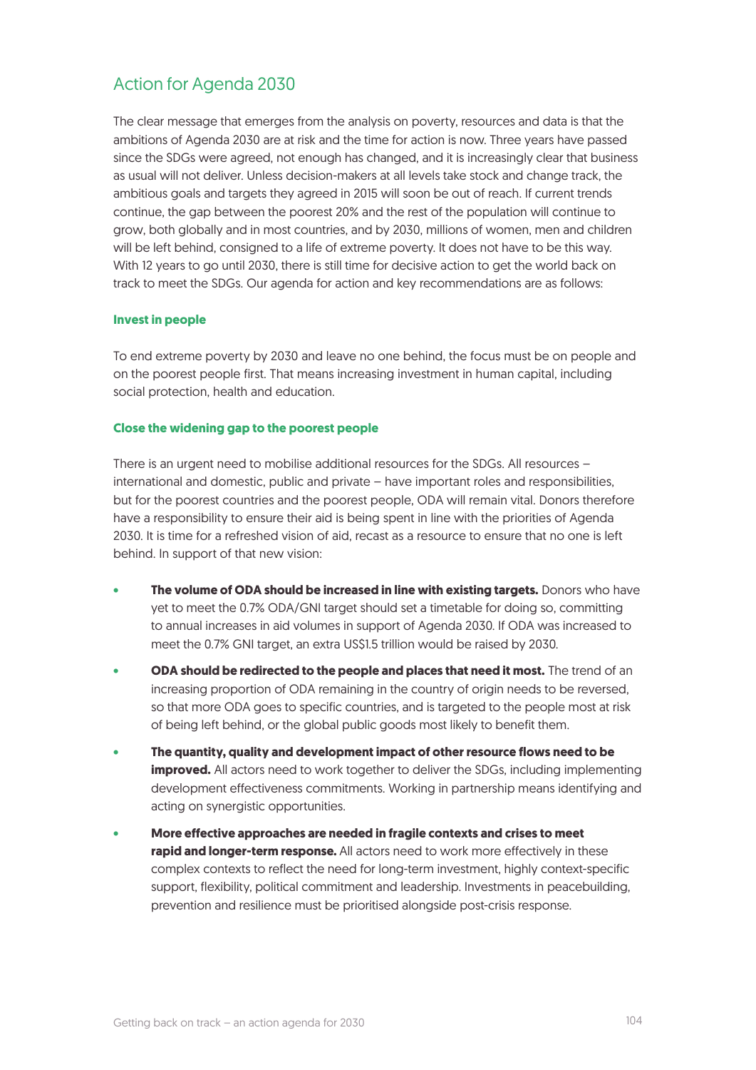## Action for Agenda 2030

The clear message that emerges from the analysis on poverty, resources and data is that the ambitions of Agenda 2030 are at risk and the time for action is now. Three years have passed since the SDGs were agreed, not enough has changed, and it is increasingly clear that business as usual will not deliver. Unless decision-makers at all levels take stock and change track, the ambitious goals and targets they agreed in 2015 will soon be out of reach. If current trends continue, the gap between the poorest 20% and the rest of the population will continue to grow, both globally and in most countries, and by 2030, millions of women, men and children will be left behind, consigned to a life of extreme poverty. It does not have to be this way. With 12 years to go until 2030, there is still time for decisive action to get the world back on track to meet the SDGs. Our agenda for action and key recommendations are as follows:

### Invest in people

To end extreme poverty by 2030 and leave no one behind, the focus must be on people and on the poorest people first. That means increasing investment in human capital, including social protection, health and education.

### Close the widening gap to the poorest people

There is an urgent need to mobilise additional resources for the SDGs. All resources – international and domestic, public and private – have important roles and responsibilities, but for the poorest countries and the poorest people, ODA will remain vital. Donors therefore have a responsibility to ensure their aid is being spent in line with the priorities of Agenda 2030. It is time for a refreshed vision of aid, recast as a resource to ensure that no one is left behind. In support of that new vision:

- **The volume of ODA should be increased in line with existing targets.** Donors who have yet to meet the 0.7% ODA/GNI target should set a timetable for doing so, committing to annual increases in aid volumes in support of Agenda 2030. If ODA was increased to meet the 0.7% GNI target, an extra US$1.5 trillion would be raised by 2030.
- **ODA should be redirected to the people and places that need it most.** The trend of an increasing proportion of ODA remaining in the country of origin needs to be reversed, so that more ODA goes to specific countries, and is targeted to the people most at risk of being left behind, or the global public goods most likely to benefit them.
- **The quantity, quality and development impact of other resource flows need to be improved.** All actors need to work together to deliver the SDGs, including implementing development effectiveness commitments. Working in partnership means identifying and acting on synergistic opportunities.
- **More effective approaches are needed in fragile contexts and crises to meet rapid and longer-term response.** All actors need to work more effectively in these complex contexts to reflect the need for long-term investment, highly context-specific support, flexibility, political commitment and leadership. Investments in peacebuilding, prevention and resilience must be prioritised alongside post-crisis response.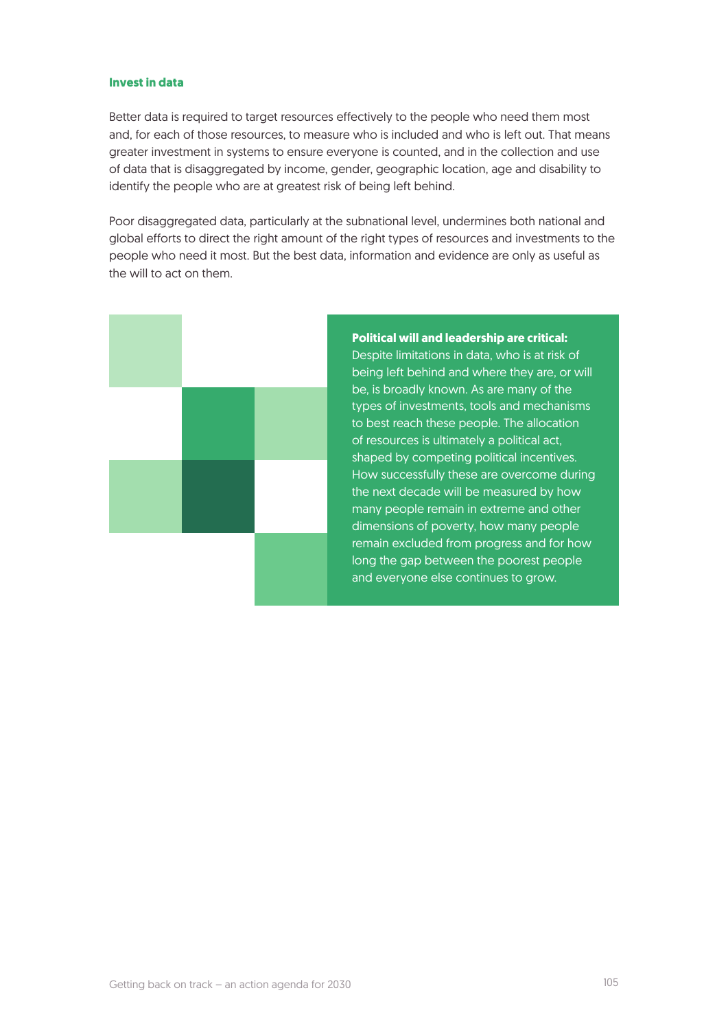### Invest in data

Better data is required to target resources effectively to the people who need them most and, for each of those resources, to measure who is included and who is left out. That means greater investment in systems to ensure everyone is counted, and in the collection and use of data that is disaggregated by income, gender, geographic location, age and disability to identify the people who are at greatest risk of being left behind.

Poor disaggregated data, particularly at the subnational level, undermines both national and global efforts to direct the right amount of the right types of resources and investments to the people who need it most. But the best data, information and evidence are only as useful as the will to act on them.

**Political will and leadership are critical:** Despite limitations in data, who is at risk of being left behind and where they are, or will be, is broadly known. As are many of the types of investments, tools and mechanisms to best reach these people. The allocation of resources is ultimately a political act, shaped by competing political incentives. How successfully these are overcome during the next decade will be measured by how many people remain in extreme and other dimensions of poverty, how many people remain excluded from progress and for how long the gap between the poorest people and everyone else continues to grow.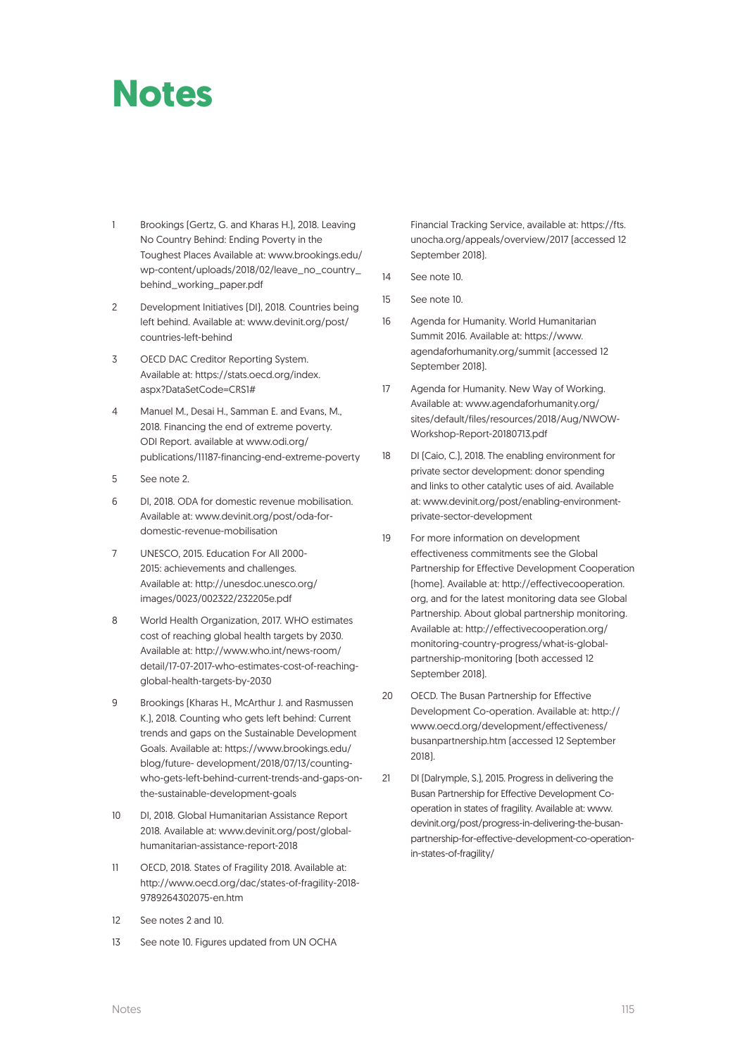# Notes

1. Brookings (Gertz, G. and Kharas H.), 2018. Leaving No Country Behind: Ending Poverty in the Toughest Places Available at: www.brookings.edu/wp-content/uploads/2018/02/leave_no_country_behind_working_paper.pdf

2. Development Initiatives (DI), 2018. Countries being left behind. Available at: www.devinit.org/post/countries-left-behind

3. OECD DAC Creditor Reporting System. Available at: https://stats.oecd.org/index.aspx?DataSetCode=CRS1#

4. Manuel M., Desai H., Samman E. and Evans, M., 2018. Financing the end of extreme poverty. ODI Report. available at www.odi.org/publications/11187-financing-end-extreme-poverty

5. See note 2.

6. DI, 2018. ODA for domestic revenue mobilisation. Available at: www.devinit.org/post/oda-for-domestic-revenue-mobilisation

7. UNESCO, 2015. Education For All 2000-2015: achievements and challenges. Available at: http://unesdoc.unesco.org/images/0023/002322/232205e.pdf

8. World Health Organization, 2017. WHO estimates cost of reaching global health targets by 2030. Available at: http://www.who.int/news-room/detail/17-07-2017-who-estimates-cost-of-reaching-global-health-targets-by-2030

9. Brookings (Kharas H., McArthur J. and Rasmussen K.), 2018. Counting who gets left behind: Current trends and gaps on the Sustainable Development Goals. Available at: https://www.brookings.edu/blog/future- development/2018/07/13/counting-who-gets-left-behind-current-trends-and-gaps-on-the-sustainable-development-goals

10. DI, 2018. Global Humanitarian Assistance Report 2018. Available at: www.devinit.org/post/global-humanitarian-assistance-report-2018

11. OECD, 2018. States of Fragility 2018. Available at: http://www.oecd.org/dac/states-of-fragility-2018-9789264302075-en.htm

12. See notes 2 and 10.

13. See note 10. Figures updated from UN OCHA Financial Tracking Service, available at: https://fts.unocha.org/appeals/overview/2017 (accessed 12 September 2018).

14. See note 10.

15. See note 10.

16. Agenda for Humanity. World Humanitarian Summit 2016. Available at: https://www.agendaforhumanity.org/summit (accessed 12 September 2018).

17. Agenda for Humanity. New Way of Working. Available at: www.agendaforhumanity.org/sites/default/files/resources/2018/Aug/NWOW-Workshop-Report-20180713.pdf

18. DI (Caio, C.), 2018. The enabling environment for private sector development: donor spending and links to other catalytic uses of aid. Available at: www.devinit.org/post/enabling-environment-private-sector-development

19. For more information on development effectiveness commitments see the Global Partnership for Effective Development Cooperation (home). Available at: http://effectivecooperation.org, and for the latest monitoring data see Global Partnership. About global partnership monitoring. Available at: http://effectivecooperation.org/monitoring-country-progress/what-is-global-partnership-monitoring (both accessed 12 September 2018).

20. OECD. The Busan Partnership for Effective Development Co-operation. Available at: http://www.oecd.org/development/effectiveness/busanpartnership.htm (accessed 12 September 2018).

21. DI (Dalrymple, S.), 2015. Progress in delivering the Busan Partnership for Effective Development Co-operation in states of fragility. Available at: www.devinit.org/post/progress-in-delivering-the-busan-partnership-for-effective-development-co-operation-in-states-of-fragility/